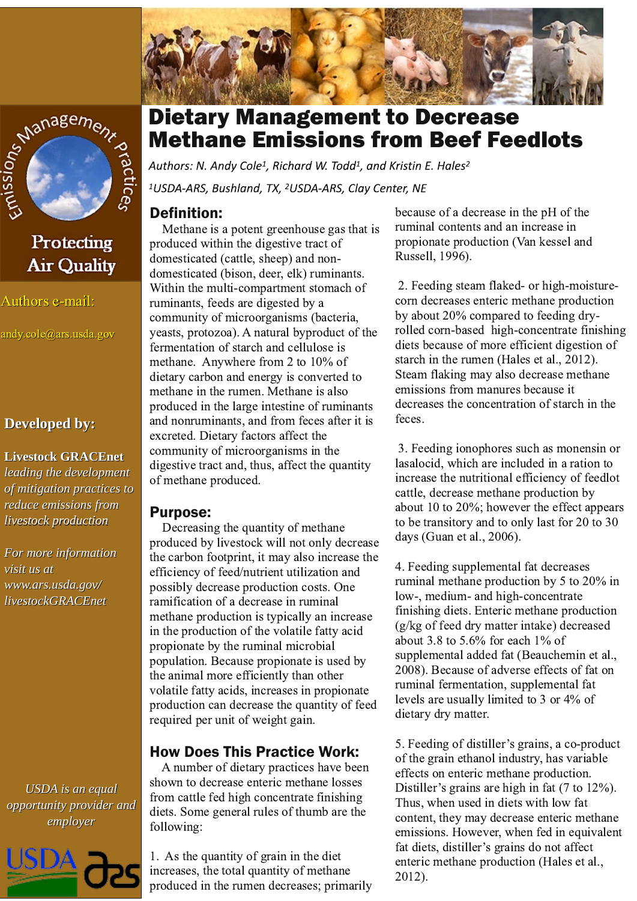# Dietary Management to Decrease Methane Emissions from Beef Feedlots

*Authors: N. Andy Cole[1], Richard W. Todd[1], and Kristin E. Hales[2]*

*[1]USDA-ARS, Bushland, TX, [2]USDA-ARS, Clay Center, NE*

Emissions Management Practices

Protecting Air Quality

Authors e-mail:

andy.cole@ars.usda.gov

**Developed by:**

**Livestock GRACEnet** *leading the development of mitigation practices to reduce emissions from livestock production*

*For more information visit us at www.ars.usda.gov/livestockGRACEnet*

*USDA is an equal opportunity provider and employer*

## Definition:

Methane is a potent greenhouse gas that is produced within the digestive tract of domesticated (cattle, sheep) and non-domesticated (bison, deer, elk) ruminants. Within the multi-compartment stomach of ruminants, feeds are digested by a community of microorganisms (bacteria, yeasts, protozoa). A natural byproduct of the fermentation of starch and cellulose is methane. Anywhere from 2 to 10% of dietary carbon and energy is converted to methane in the rumen. Methane is also produced in the large intestine of ruminants and nonruminants, and from feces after it is excreted. Dietary factors affect the community of microorganisms in the digestive tract and, thus, affect the quantity of methane produced.

## Purpose:

Decreasing the quantity of methane produced by livestock will not only decrease the carbon footprint, it may also increase the efficiency of feed/nutrient utilization and possibly decrease production costs. One ramification of a decrease in ruminal methane production is typically an increase in the production of the volatile fatty acid propionate by the ruminal microbial population. Because propionate is used by the animal more efficiently than other volatile fatty acids, increases in propionate production can decrease the quantity of feed required per unit of weight gain.

## How Does This Practice Work:

A number of dietary practices have been shown to decrease enteric methane losses from cattle fed high concentrate finishing diets. Some general rules of thumb are the following:

1. As the quantity of grain in the diet increases, the total quantity of methane produced in the rumen decreases; primarily because of a decrease in the pH of the ruminal contents and an increase in propionate production (Van kessel and Russell, 1996).

2. Feeding steam flaked- or high-moisture-corn decreases enteric methane production by about 20% compared to feeding dry-rolled corn-based high-concentrate finishing diets because of more efficient digestion of starch in the rumen (Hales et al., 2012). Steam flaking may also decrease methane emissions from manures because it decreases the concentration of starch in the feces.

3. Feeding ionophores such as monensin or lasalocid, which are included in a ration to increase the nutritional efficiency of feedlot cattle, decrease methane production by about 10 to 20%; however the effect appears to be transitory and to only last for 20 to 30 days (Guan et al., 2006).

4. Feeding supplemental fat decreases ruminal methane production by 5 to 20% in low-, medium- and high-concentrate finishing diets. Enteric methane production (g/kg of feed dry matter intake) decreased about 3.8 to 5.6% for each 1% of supplemental added fat (Beauchemin et al., 2008). Because of adverse effects of fat on ruminal fermentation, supplemental fat levels are usually limited to 3 or 4% of dietary dry matter.

5. Feeding of distiller's grains, a co-product of the grain ethanol industry, has variable effects on enteric methane production. Distiller's grains are high in fat (7 to 12%). Thus, when used in diets with low fat content, they may decrease enteric methane emissions. However, when fed in equivalent fat diets, distiller's grains do not affect enteric methane production (Hales et al., 2012).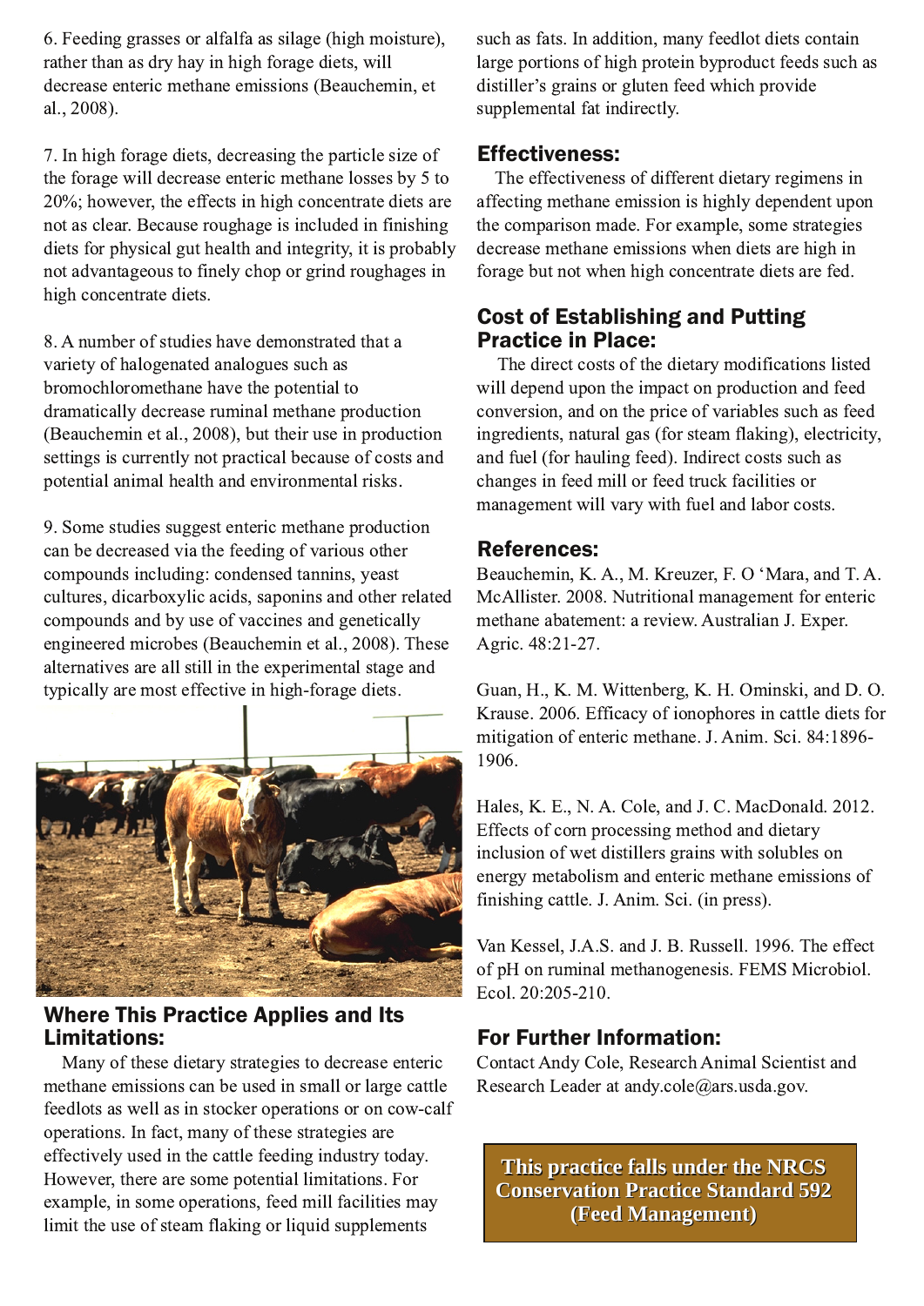6. Feeding grasses or alfalfa as silage (high moisture), rather than as dry hay in high forage diets, will decrease enteric methane emissions (Beauchemin, et al., 2008).

7. In high forage diets, decreasing the particle size of the forage will decrease enteric methane losses by 5 to 20%; however, the effects in high concentrate diets are not as clear. Because roughage is included in finishing diets for physical gut health and integrity, it is probably not advantageous to finely chop or grind roughages in high concentrate diets.

8. A number of studies have demonstrated that a variety of halogenated analogues such as bromochloromethane have the potential to dramatically decrease ruminal methane production (Beauchemin et al., 2008), but their use in production settings is currently not practical because of costs and potential animal health and environmental risks.

9. Some studies suggest enteric methane production can be decreased via the feeding of various other compounds including: condensed tannins, yeast cultures, dicarboxylic acids, saponins and other related compounds and by use of vaccines and genetically engineered microbes (Beauchemin et al., 2008). These alternatives are all still in the experimental stage and typically are most effective in high-forage diets.

## Where This Practice Applies and Its Limitations:

Many of these dietary strategies to decrease enteric methane emissions can be used in small or large cattle feedlots as well as in stocker operations or on cow-calf operations. In fact, many of these strategies are effectively used in the cattle feeding industry today. However, there are some potential limitations. For example, in some operations, feed mill facilities may limit the use of steam flaking or liquid supplements such as fats. In addition, many feedlot diets contain large portions of high protein byproduct feeds such as distiller's grains or gluten feed which provide supplemental fat indirectly.

## Effectiveness:

The effectiveness of different dietary regimens in affecting methane emission is highly dependent upon the comparison made. For example, some strategies decrease methane emissions when diets are high in forage but not when high concentrate diets are fed.

## Cost of Establishing and Putting Practice in Place:

The direct costs of the dietary modifications listed will depend upon the impact on production and feed conversion, and on the price of variables such as feed ingredients, natural gas (for steam flaking), electricity, and fuel (for hauling feed). Indirect costs such as changes in feed mill or feed truck facilities or management will vary with fuel and labor costs.

## References:

Beauchemin, K. A., M. Kreuzer, F. O 'Mara, and T. A. McAllister. 2008. Nutritional management for enteric methane abatement: a review. Australian J. Exper. Agric. 48:21-27.

Guan, H., K. M. Wittenberg, K. H. Ominski, and D. O. Krause. 2006. Efficacy of ionophores in cattle diets for mitigation of enteric methane. J. Anim. Sci. 84:1896-1906.

Hales, K. E., N. A. Cole, and J. C. MacDonald. 2012. Effects of corn processing method and dietary inclusion of wet distillers grains with solubles on energy metabolism and enteric methane emissions of finishing cattle. J. Anim. Sci. (in press).

Van Kessel, J.A.S. and J. B. Russell. 1996. The effect of pH on ruminal methanogenesis. FEMS Microbiol. Ecol. 20:205-210.

## For Further Information:

Contact Andy Cole, Research Animal Scientist and Research Leader at andy.cole@ars.usda.gov.

**This practice falls under the NRCS Conservation Practice Standard 592 (Feed Management)**